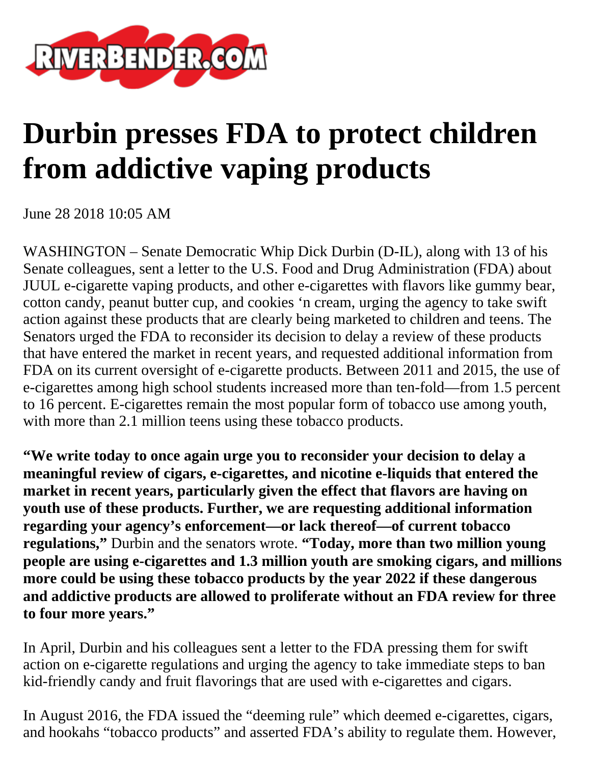# Durbin presses FDA to protect children from addictive vaping products

June 28 2018 10:05 AM

WASHINGTON – Senate Democratic Whip Dick Durbin (D-IL), along with 13 of his Senate colleagues, sent a letter to the U.S. Food and Drug Administration (FDA) about JUUL e-cigarette vaping products, and other e-cigarettes with flavors like gummy bear, cotton candy, peanut butter cup, and cookies 'n cream, urging the agency to take swift action against these products that are clearly being marketed to children and teens. The Senators urged the FDA to reconsider its decision to delay a review of these products that have entered the market in recent years, and requested additional information from FDA on its current oversight of e-cigarette products. Between 2011 and 2015, the use of e-cigarettes among high school students increased more than ten-fold—from 1.5 percent to 16 percent. E-cigarettes remain the most popular form of tobacco use among youth, with more than 2.1 million teens using these tobacco products.

**"We write today to once again urge you to reconsider your decision to delay a meaningful review of cigars, e-cigarettes, and nicotine e-liquids that entered the market in recent years, particularly given the effect that flavors are having on youth use of these products. Further, we are requesting additional information regarding your agency's enforcement—or lack thereof—of current tobacco regulations,"** Durbin and the senators wrote. **"Today, more than two million young people are using e-cigarettes and 1.3 million youth are smoking cigars, and millions more could be using these tobacco products by the year 2022 if these dangerous and addictive products are allowed to proliferate without an FDA review for three to four more years."**

In April, Durbin and his colleagues sent a letter to the FDA pressing them for swift action on e-cigarette regulations and urging the agency to take immediate steps to ban kid-friendly candy and fruit flavorings that are used with e-cigarettes and cigars.

In August 2016, the FDA issued the "deeming rule" which deemed e-cigarettes, cigars, and hookahs "tobacco products" and asserted FDA's ability to regulate them. However,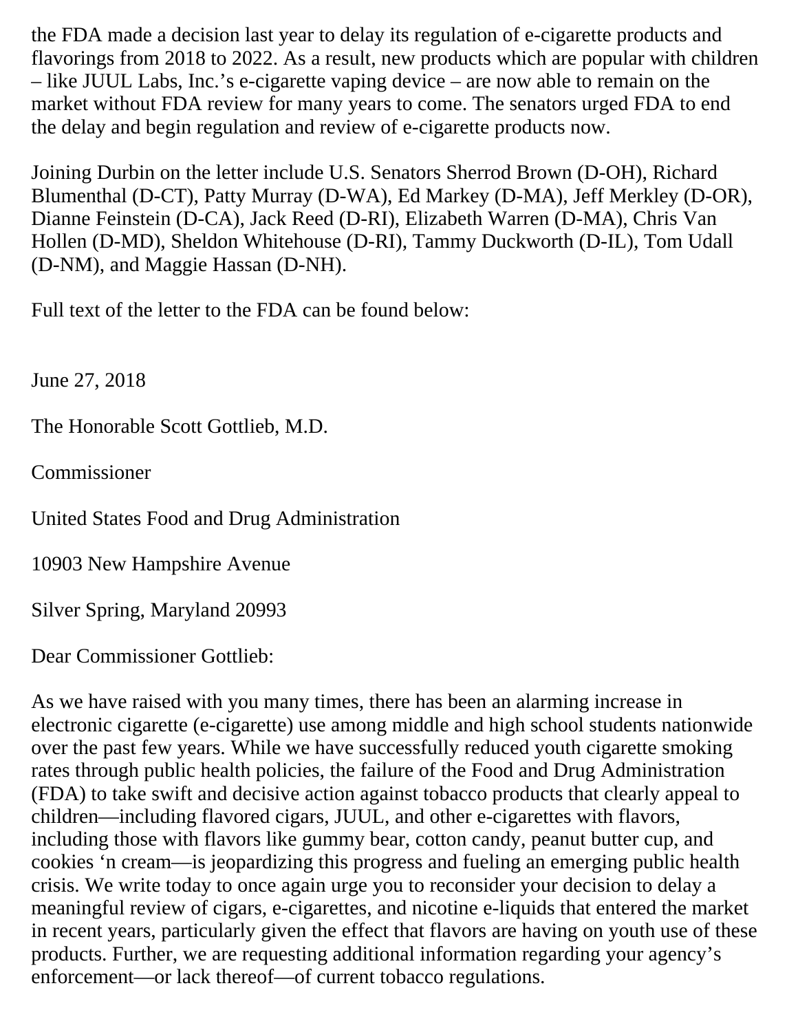the FDA made a decision last year to delay its regulation of e-cigarette products and flavorings from 2018 to 2022. As a result, new products which are popular with children – like JUUL Labs, Inc.'s e-cigarette vaping device – are now able to remain on the market without FDA review for many years to come. The senators urged FDA to end the delay and begin regulation and review of e-cigarette products now.

Joining Durbin on the letter include U.S. Senators Sherrod Brown (D-OH), Richard Blumenthal (D-CT), Patty Murray (D-WA), Ed Markey (D-MA), Jeff Merkley (D-OR), Dianne Feinstein (D-CA), Jack Reed (D-RI), Elizabeth Warren (D-MA), Chris Van Hollen (D-MD), Sheldon Whitehouse (D-RI), Tammy Duckworth (D-IL), Tom Udall (D-NM), and Maggie Hassan (D-NH).

Full text of the letter to the FDA can be found below:

June 27, 2018

The Honorable Scott Gottlieb, M.D.

Commissioner

United States Food and Drug Administration

10903 New Hampshire Avenue

Silver Spring, Maryland 20993

Dear Commissioner Gottlieb:

As we have raised with you many times, there has been an alarming increase in electronic cigarette (e-cigarette) use among middle and high school students nationwide over the past few years. While we have successfully reduced youth cigarette smoking rates through public health policies, the failure of the Food and Drug Administration (FDA) to take swift and decisive action against tobacco products that clearly appeal to children—including flavored cigars, JUUL, and other e-cigarettes with flavors, including those with flavors like gummy bear, cotton candy, peanut butter cup, and cookies 'n cream—is jeopardizing this progress and fueling an emerging public health crisis. We write today to once again urge you to reconsider your decision to delay a meaningful review of cigars, e-cigarettes, and nicotine e-liquids that entered the market in recent years, particularly given the effect that flavors are having on youth use of these products. Further, we are requesting additional information regarding your agency's enforcement—or lack thereof—of current tobacco regulations.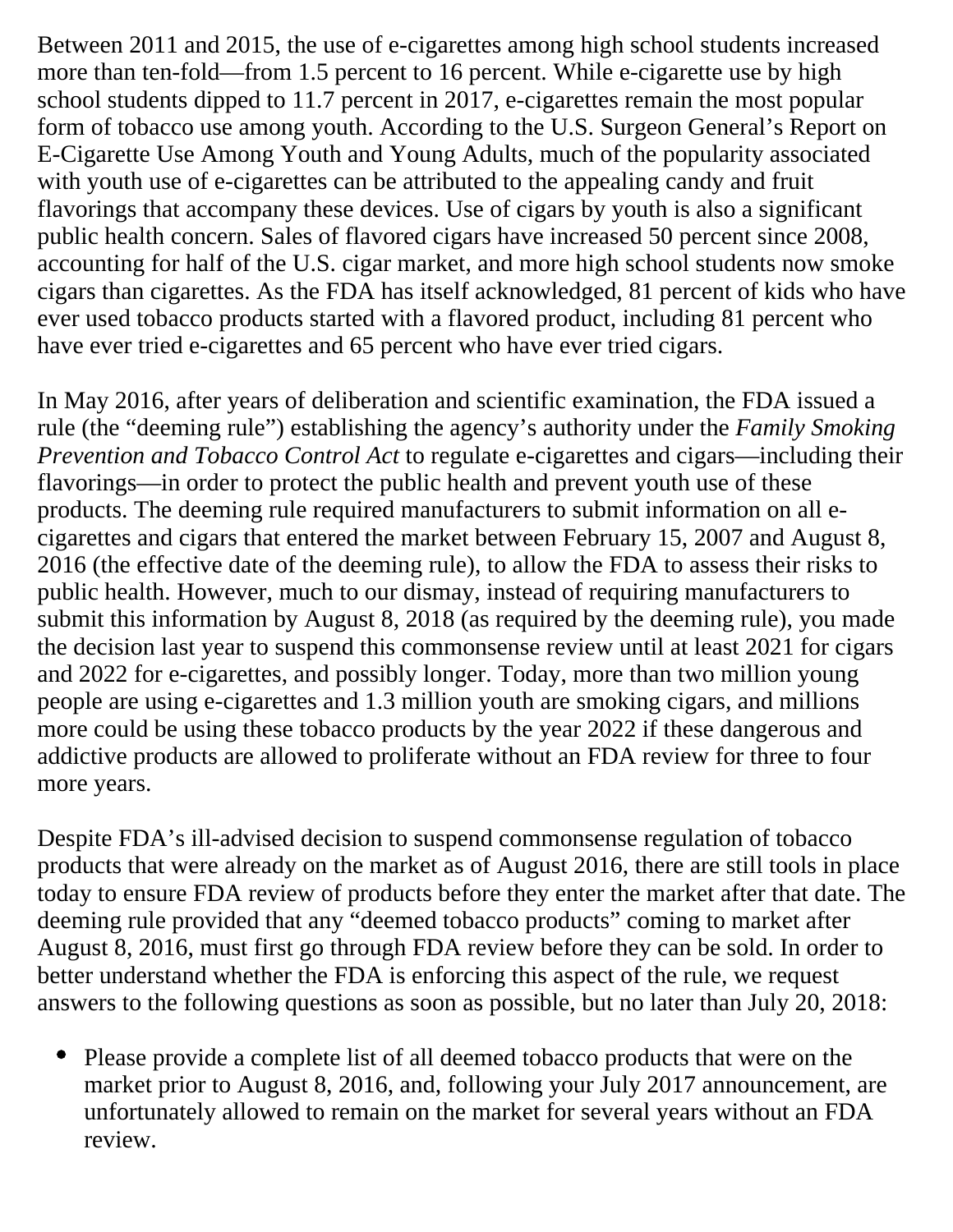Between 2011 and 2015, the use of e-cigarettes among high school students increased more than ten-fold—from 1.5 percent to 16 percent. While e-cigarette use by high school students dipped to 11.7 percent in 2017, e-cigarettes remain the most popular form of tobacco use among youth. According to the U.S. Surgeon General's Report on E-Cigarette Use Among Youth and Young Adults, much of the popularity associated with youth use of e-cigarettes can be attributed to the appealing candy and fruit flavorings that accompany these devices. Use of cigars by youth is also a significant public health concern. Sales of flavored cigars have increased 50 percent since 2008, accounting for half of the U.S. cigar market, and more high school students now smoke cigars than cigarettes. As the FDA has itself acknowledged, 81 percent of kids who have ever used tobacco products started with a flavored product, including 81 percent who have ever tried e-cigarettes and 65 percent who have ever tried cigars.

In May 2016, after years of deliberation and scientific examination, the FDA issued a rule (the "deeming rule") establishing the agency's authority under the *Family Smoking Prevention and Tobacco Control Act* to regulate e-cigarettes and cigars—including their flavorings—in order to protect the public health and prevent youth use of these products. The deeming rule required manufacturers to submit information on all e-cigarettes and cigars that entered the market between February 15, 2007 and August 8, 2016 (the effective date of the deeming rule), to allow the FDA to assess their risks to public health. However, much to our dismay, instead of requiring manufacturers to submit this information by August 8, 2018 (as required by the deeming rule), you made the decision last year to suspend this commonsense review until at least 2021 for cigars and 2022 for e-cigarettes, and possibly longer. Today, more than two million young people are using e-cigarettes and 1.3 million youth are smoking cigars, and millions more could be using these tobacco products by the year 2022 if these dangerous and addictive products are allowed to proliferate without an FDA review for three to four more years.

Despite FDA's ill-advised decision to suspend commonsense regulation of tobacco products that were already on the market as of August 2016, there are still tools in place today to ensure FDA review of products before they enter the market after that date. The deeming rule provided that any "deemed tobacco products" coming to market after August 8, 2016, must first go through FDA review before they can be sold. In order to better understand whether the FDA is enforcing this aspect of the rule, we request answers to the following questions as soon as possible, but no later than July 20, 2018:

- Please provide a complete list of all deemed tobacco products that were on the market prior to August 8, 2016, and, following your July 2017 announcement, are unfortunately allowed to remain on the market for several years without an FDA review.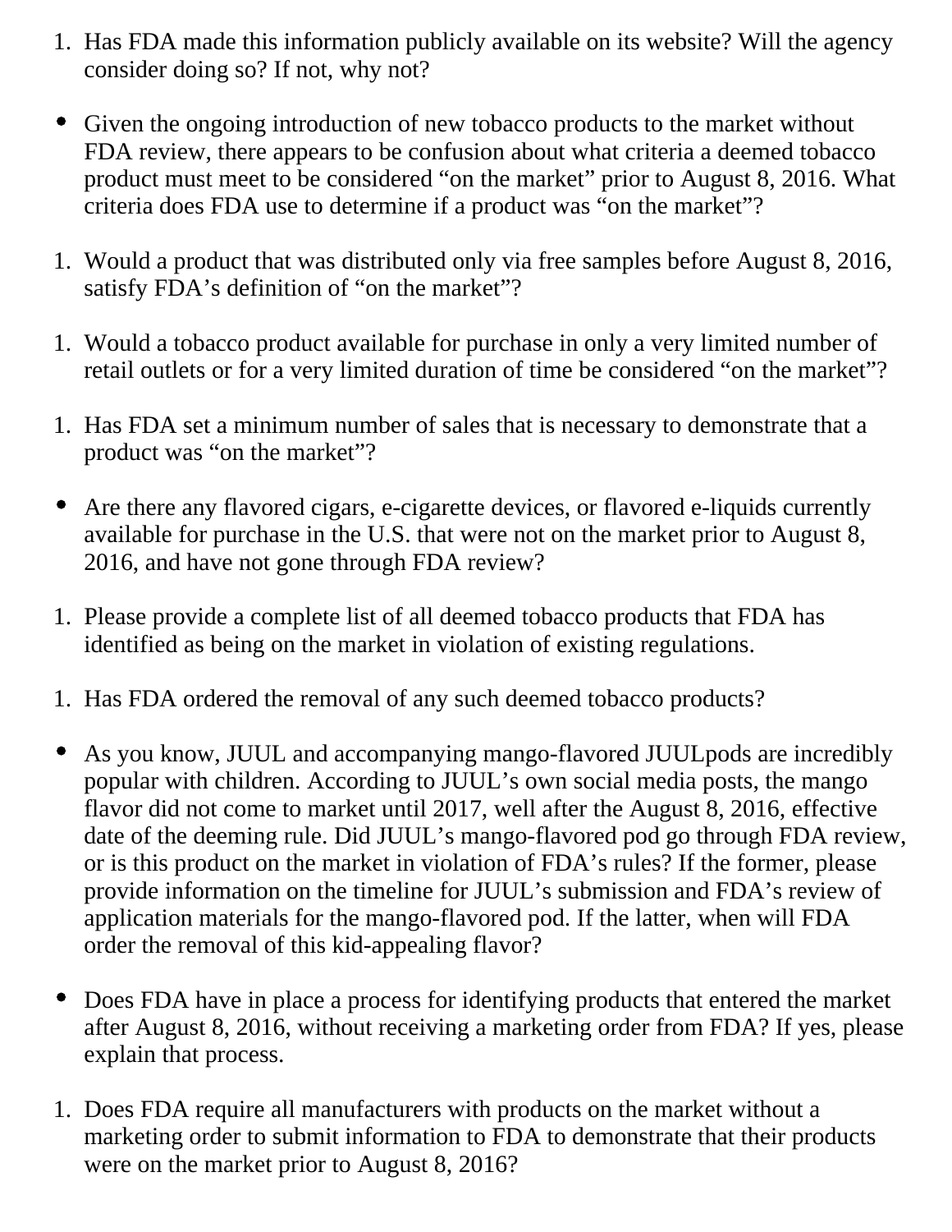1. Has FDA made this information publicly available on its website? Will the agency consider doing so? If not, why not?

- Given the ongoing introduction of new tobacco products to the market without FDA review, there appears to be confusion about what criteria a deemed tobacco product must meet to be considered "on the market" prior to August 8, 2016. What criteria does FDA use to determine if a product was "on the market"?

1. Would a product that was distributed only via free samples before August 8, 2016, satisfy FDA's definition of "on the market"?

1. Would a tobacco product available for purchase in only a very limited number of retail outlets or for a very limited duration of time be considered "on the market"?

1. Has FDA set a minimum number of sales that is necessary to demonstrate that a product was "on the market"?

- Are there any flavored cigars, e-cigarette devices, or flavored e-liquids currently available for purchase in the U.S. that were not on the market prior to August 8, 2016, and have not gone through FDA review?

1. Please provide a complete list of all deemed tobacco products that FDA has identified as being on the market in violation of existing regulations.

1. Has FDA ordered the removal of any such deemed tobacco products?

- As you know, JUUL and accompanying mango-flavored JUULpods are incredibly popular with children. According to JUUL's own social media posts, the mango flavor did not come to market until 2017, well after the August 8, 2016, effective date of the deeming rule. Did JUUL's mango-flavored pod go through FDA review, or is this product on the market in violation of FDA's rules? If the former, please provide information on the timeline for JUUL's submission and FDA's review of application materials for the mango-flavored pod. If the latter, when will FDA order the removal of this kid-appealing flavor?

- Does FDA have in place a process for identifying products that entered the market after August 8, 2016, without receiving a marketing order from FDA? If yes, please explain that process.

1. Does FDA require all manufacturers with products on the market without a marketing order to submit information to FDA to demonstrate that their products were on the market prior to August 8, 2016?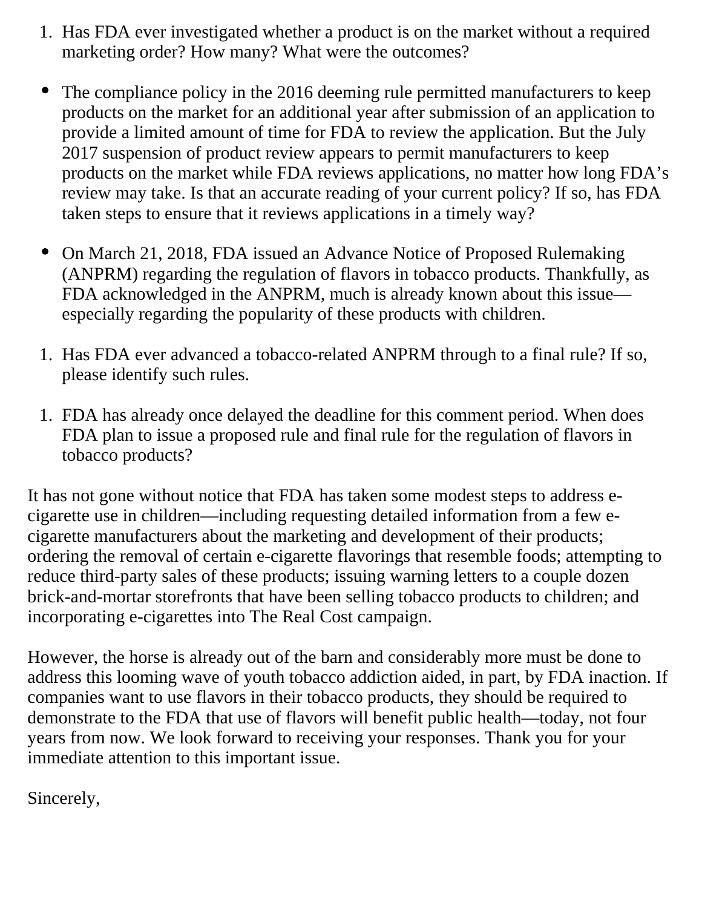1. Has FDA ever investigated whether a product is on the market without a required marketing order? How many? What were the outcomes?

- The compliance policy in the 2016 deeming rule permitted manufacturers to keep products on the market for an additional year after submission of an application to provide a limited amount of time for FDA to review the application. But the July 2017 suspension of product review appears to permit manufacturers to keep products on the market while FDA reviews applications, no matter how long FDA's review may take. Is that an accurate reading of your current policy? If so, has FDA taken steps to ensure that it reviews applications in a timely way?

- On March 21, 2018, FDA issued an Advance Notice of Proposed Rulemaking (ANPRM) regarding the regulation of flavors in tobacco products. Thankfully, as FDA acknowledged in the ANPRM, much is already known about this issue—especially regarding the popularity of these products with children.

1. Has FDA ever advanced a tobacco-related ANPRM through to a final rule? If so, please identify such rules.

1. FDA has already once delayed the deadline for this comment period. When does FDA plan to issue a proposed rule and final rule for the regulation of flavors in tobacco products?

It has not gone without notice that FDA has taken some modest steps to address e-cigarette use in children—including requesting detailed information from a few e-cigarette manufacturers about the marketing and development of their products; ordering the removal of certain e-cigarette flavorings that resemble foods; attempting to reduce third-party sales of these products; issuing warning letters to a couple dozen brick-and-mortar storefronts that have been selling tobacco products to children; and incorporating e-cigarettes into The Real Cost campaign.

However, the horse is already out of the barn and considerably more must be done to address this looming wave of youth tobacco addiction aided, in part, by FDA inaction. If companies want to use flavors in their tobacco products, they should be required to demonstrate to the FDA that use of flavors will benefit public health—today, not four years from now. We look forward to receiving your responses. Thank you for your immediate attention to this important issue.

Sincerely,